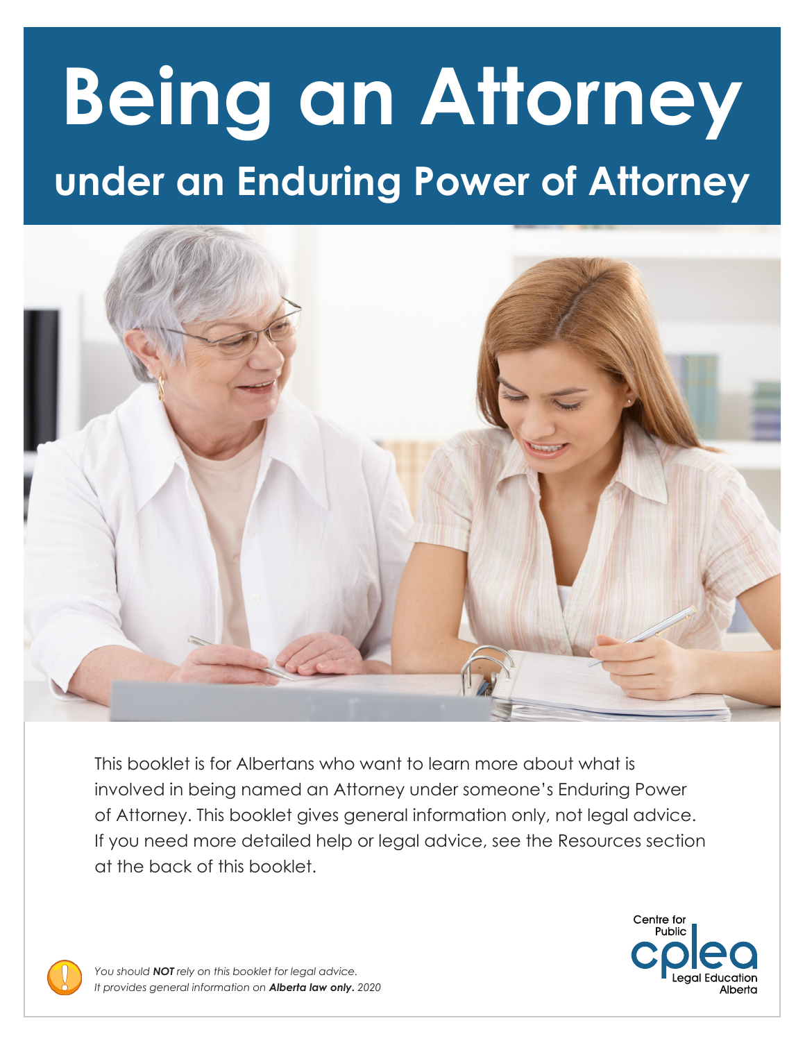# Being an Attorney

## under an Enduring Power of Attorney

This booklet is for Albertans who want to learn more about what is involved in being named an Attorney under someone's Enduring Power of Attorney. This booklet gives general information only, not legal advice. If you need more detailed help or legal advice, see the Resources section at the back of this booklet.

*You should **NOT** rely on this booklet for legal advice.*
*It provides general information on **Alberta law only.** 2020*

Centre for Public Legal Education Alberta (cplea)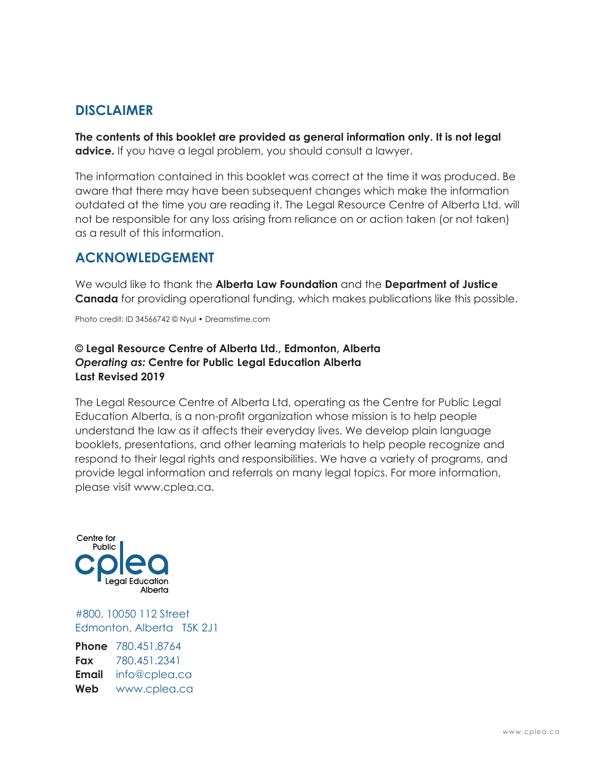## DISCLAIMER

**The contents of this booklet are provided as general information only. It is not legal advice.** If you have a legal problem, you should consult a lawyer.

The information contained in this booklet was correct at the time it was produced. Be aware that there may have been subsequent changes which make the information outdated at the time you are reading it. The Legal Resource Centre of Alberta Ltd. will not be responsible for any loss arising from reliance on or action taken (or not taken) as a result of this information.

## ACKNOWLEDGEMENT

We would like to thank the **Alberta Law Foundation** and the **Department of Justice Canada** for providing operational funding, which makes publications like this possible.

Photo credit: ID 34566742 © Nyul • Dreamstime.com

**© Legal Resource Centre of Alberta Ltd., Edmonton, Alberta**
***Operating as:* Centre for Public Legal Education Alberta**
**Last Revised 2019**

The Legal Resource Centre of Alberta Ltd, operating as the Centre for Public Legal Education Alberta, is a non-profit organization whose mission is to help people understand the law as it affects their everyday lives. We develop plain language booklets, presentations, and other learning materials to help people recognize and respond to their legal rights and responsibilities. We have a variety of programs, and provide legal information and referrals on many legal topics. For more information, please visit www.cplea.ca.

Centre for Public Legal Education Alberta (cplea)

#800, 10050 112 Street
Edmonton, Alberta T5K 2J1

**Phone** 780.451.8764
**Fax** 780.451.2341
**Email** info@cplea.ca
**Web** www.cplea.ca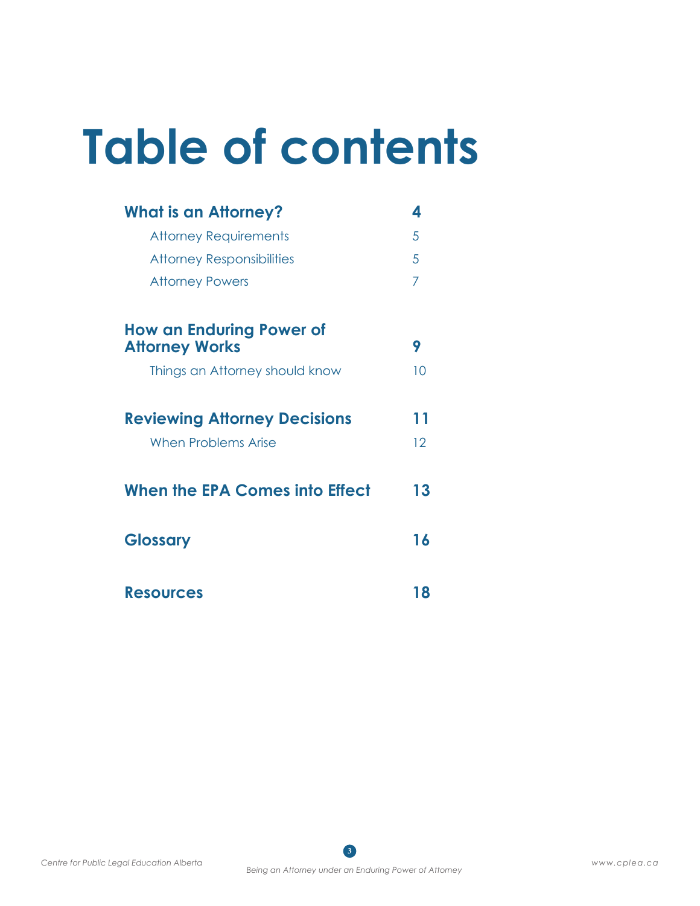# Table of contents

| | |
|---|---|
| **What is an Attorney?** | **4** |
| Attorney Requirements | 5 |
| Attorney Responsibilities | 5 |
| Attorney Powers | 7 |
| **How an Enduring Power of Attorney Works** | **9** |
| Things an Attorney should know | 10 |
| **Reviewing Attorney Decisions** | **11** |
| When Problems Arise | 12 |
| **When the EPA Comes into Effect** | **13** |
| **Glossary** | **16** |
| **Resources** | **18** |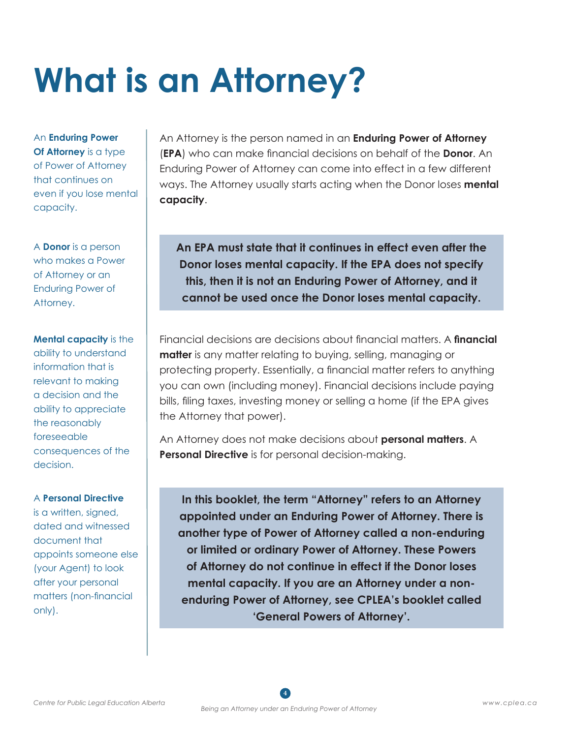# What is an Attorney?

An **Enduring Power Of Attorney** is a type of Power of Attorney that continues on even if you lose mental capacity.

A **Donor** is a person who makes a Power of Attorney or an Enduring Power of Attorney.

**Mental capacity** is the ability to understand information that is relevant to making a decision and the ability to appreciate the reasonably foreseeable consequences of the decision.

A **Personal Directive** is a written, signed, dated and witnessed document that appoints someone else (your Agent) to look after your personal matters (non-financial only).

An Attorney is the person named in an **Enduring Power of Attorney** (**EPA**) who can make financial decisions on behalf of the **Donor**. An Enduring Power of Attorney can come into effect in a few different ways. The Attorney usually starts acting when the Donor loses **mental capacity**.

**An EPA must state that it continues in effect even after the Donor loses mental capacity. If the EPA does not specify this, then it is not an Enduring Power of Attorney, and it cannot be used once the Donor loses mental capacity.**

Financial decisions are decisions about financial matters. A **financial matter** is any matter relating to buying, selling, managing or protecting property. Essentially, a financial matter refers to anything you can own (including money). Financial decisions include paying bills, filing taxes, investing money or selling a home (if the EPA gives the Attorney that power).

An Attorney does not make decisions about **personal matters**. A **Personal Directive** is for personal decision-making.

**In this booklet, the term "Attorney" refers to an Attorney appointed under an Enduring Power of Attorney. There is another type of Power of Attorney called a non-enduring or limited or ordinary Power of Attorney. These Powers of Attorney do not continue in effect if the Donor loses mental capacity. If you are an Attorney under a non-enduring Power of Attorney, see CPLEA's booklet called 'General Powers of Attorney'.**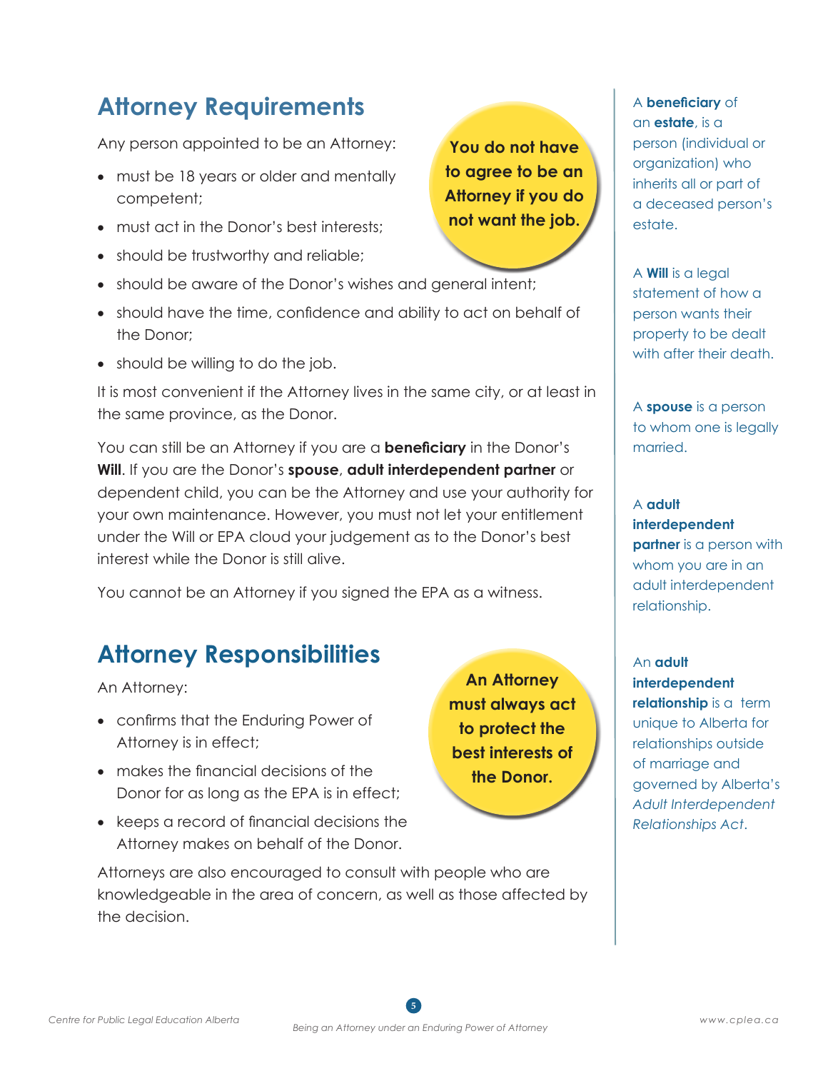## Attorney Requirements

Any person appointed to be an Attorney:

- must be 18 years or older and mentally competent;
- must act in the Donor's best interests;
- should be trustworthy and reliable;
- should be aware of the Donor's wishes and general intent;
- should have the time, confidence and ability to act on behalf of the Donor;
- should be willing to do the job.

**You do not have to agree to be an Attorney if you do not want the job.**

It is most convenient if the Attorney lives in the same city, or at least in the same province, as the Donor.

You can still be an Attorney if you are a **beneficiary** in the Donor's **Will**. If you are the Donor's **spouse**, **adult interdependent partner** or dependent child, you can be the Attorney and use your authority for your own maintenance. However, you must not let your entitlement under the Will or EPA cloud your judgement as to the Donor's best interest while the Donor is still alive.

You cannot be an Attorney if you signed the EPA as a witness.

## Attorney Responsibilities

An Attorney:

- confirms that the Enduring Power of Attorney is in effect;
- makes the financial decisions of the Donor for as long as the EPA is in effect;
- keeps a record of financial decisions the Attorney makes on behalf of the Donor.

**An Attorney must always act to protect the best interests of the Donor.**

Attorneys are also encouraged to consult with people who are knowledgeable in the area of concern, as well as those affected by the decision.

A **beneficiary** of an **estate**, is a person (individual or organization) who inherits all or part of a deceased person's estate.

A **Will** is a legal statement of how a person wants their property to be dealt with after their death.

A **spouse** is a person to whom one is legally married.

A **adult interdependent partner** is a person with whom you are in an adult interdependent relationship.

An **adult interdependent relationship** is a term unique to Alberta for relationships outside of marriage and governed by Alberta's *Adult Interdependent Relationships Act*.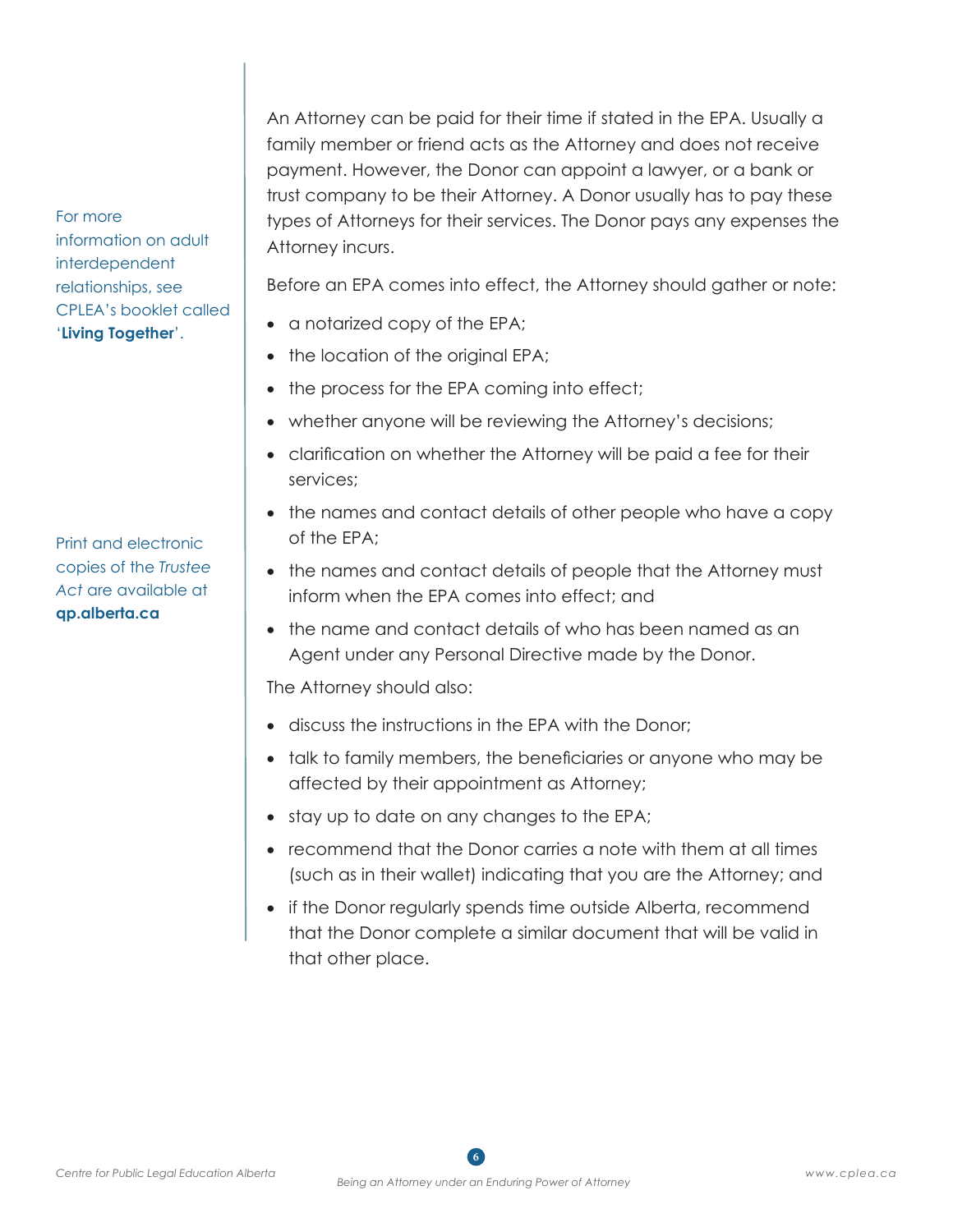An Attorney can be paid for their time if stated in the EPA. Usually a family member or friend acts as the Attorney and does not receive payment. However, the Donor can appoint a lawyer, or a bank or trust company to be their Attorney. A Donor usually has to pay these types of Attorneys for their services. The Donor pays any expenses the Attorney incurs.

For more information on adult interdependent relationships, see CPLEA's booklet called '**Living Together**'.

Before an EPA comes into effect, the Attorney should gather or note:

- a notarized copy of the EPA;
- the location of the original EPA;
- the process for the EPA coming into effect;
- whether anyone will be reviewing the Attorney's decisions;
- clarification on whether the Attorney will be paid a fee for their services;
- the names and contact details of other people who have a copy of the EPA;
- the names and contact details of people that the Attorney must inform when the EPA comes into effect; and
- the name and contact details of who has been named as an Agent under any Personal Directive made by the Donor.

Print and electronic copies of the *Trustee Act* are available at **qp.alberta.ca**

The Attorney should also:

- discuss the instructions in the EPA with the Donor;
- talk to family members, the beneficiaries or anyone who may be affected by their appointment as Attorney;
- stay up to date on any changes to the EPA;
- recommend that the Donor carries a note with them at all times (such as in their wallet) indicating that you are the Attorney; and
- if the Donor regularly spends time outside Alberta, recommend that the Donor complete a similar document that will be valid in that other place.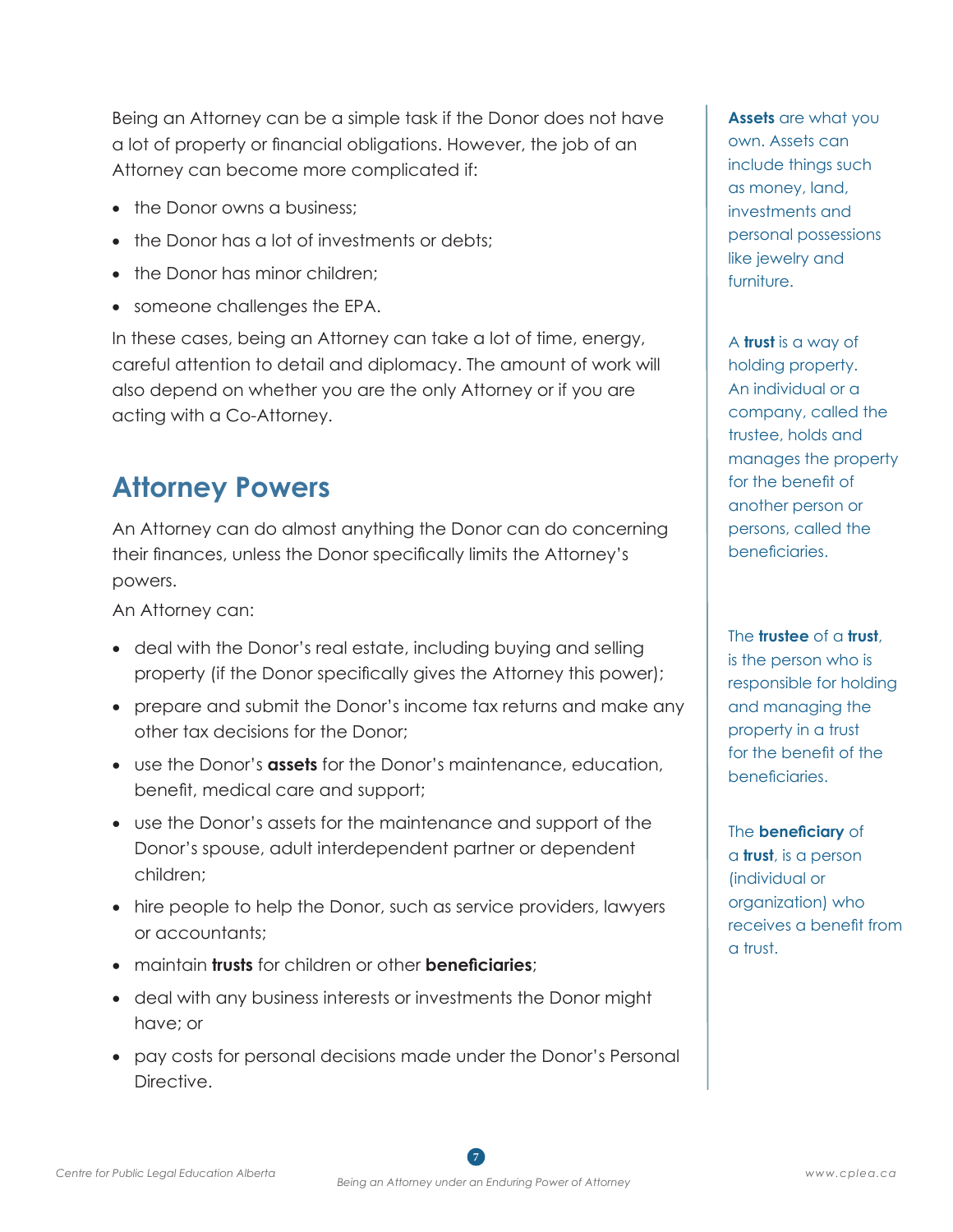Being an Attorney can be a simple task if the Donor does not have a lot of property or financial obligations. However, the job of an Attorney can become more complicated if:

- the Donor owns a business;
- the Donor has a lot of investments or debts;
- the Donor has minor children;
- someone challenges the EPA.

In these cases, being an Attorney can take a lot of time, energy, careful attention to detail and diplomacy. The amount of work will also depend on whether you are the only Attorney or if you are acting with a Co-Attorney.

## Attorney Powers

An Attorney can do almost anything the Donor can do concerning their finances, unless the Donor specifically limits the Attorney's powers.

An Attorney can:

- deal with the Donor's real estate, including buying and selling property (if the Donor specifically gives the Attorney this power);
- prepare and submit the Donor's income tax returns and make any other tax decisions for the Donor;
- use the Donor's **assets** for the Donor's maintenance, education, benefit, medical care and support;
- use the Donor's assets for the maintenance and support of the Donor's spouse, adult interdependent partner or dependent children;
- hire people to help the Donor, such as service providers, lawyers or accountants;
- maintain **trusts** for children or other **beneficiaries**;
- deal with any business interests or investments the Donor might have; or
- pay costs for personal decisions made under the Donor's Personal Directive.

**Assets** are what you own. Assets can include things such as money, land, investments and personal possessions like jewelry and furniture.

A **trust** is a way of holding property. An individual or a company, called the trustee, holds and manages the property for the benefit of another person or persons, called the beneficiaries.

The **trustee** of a **trust**, is the person who is responsible for holding and managing the property in a trust for the benefit of the beneficiaries.

The **beneficiary** of a **trust**, is a person (individual or organization) who receives a benefit from a trust.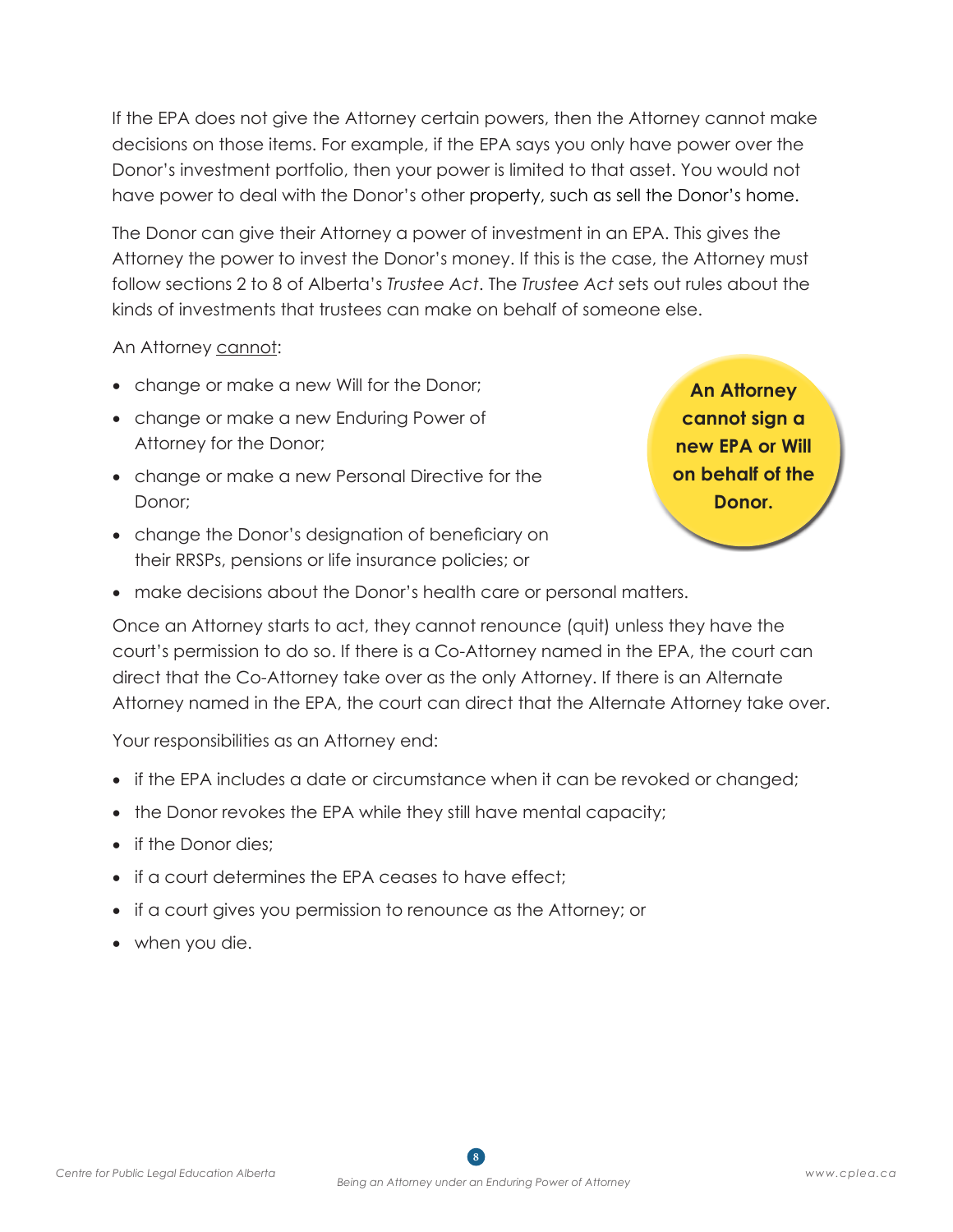If the EPA does not give the Attorney certain powers, then the Attorney cannot make decisions on those items. For example, if the EPA says you only have power over the Donor's investment portfolio, then your power is limited to that asset. You would not have power to deal with the Donor's other property, such as sell the Donor's home.

The Donor can give their Attorney a power of investment in an EPA. This gives the Attorney the power to invest the Donor's money. If this is the case, the Attorney must follow sections 2 to 8 of Alberta's *Trustee Act*. The *Trustee Act* sets out rules about the kinds of investments that trustees can make on behalf of someone else.

An Attorney cannot:

- change or make a new Will for the Donor;
- change or make a new Enduring Power of Attorney for the Donor;
- change or make a new Personal Directive for the Donor;
- change the Donor's designation of beneficiary on their RRSPs, pensions or life insurance policies; or
- make decisions about the Donor's health care or personal matters.

**An Attorney cannot sign a new EPA or Will on behalf of the Donor.**

Once an Attorney starts to act, they cannot renounce (quit) unless they have the court's permission to do so. If there is a Co-Attorney named in the EPA, the court can direct that the Co-Attorney take over as the only Attorney. If there is an Alternate Attorney named in the EPA, the court can direct that the Alternate Attorney take over.

Your responsibilities as an Attorney end:

- if the EPA includes a date or circumstance when it can be revoked or changed;
- the Donor revokes the EPA while they still have mental capacity;
- if the Donor dies;
- if a court determines the EPA ceases to have effect;
- if a court gives you permission to renounce as the Attorney; or
- when you die.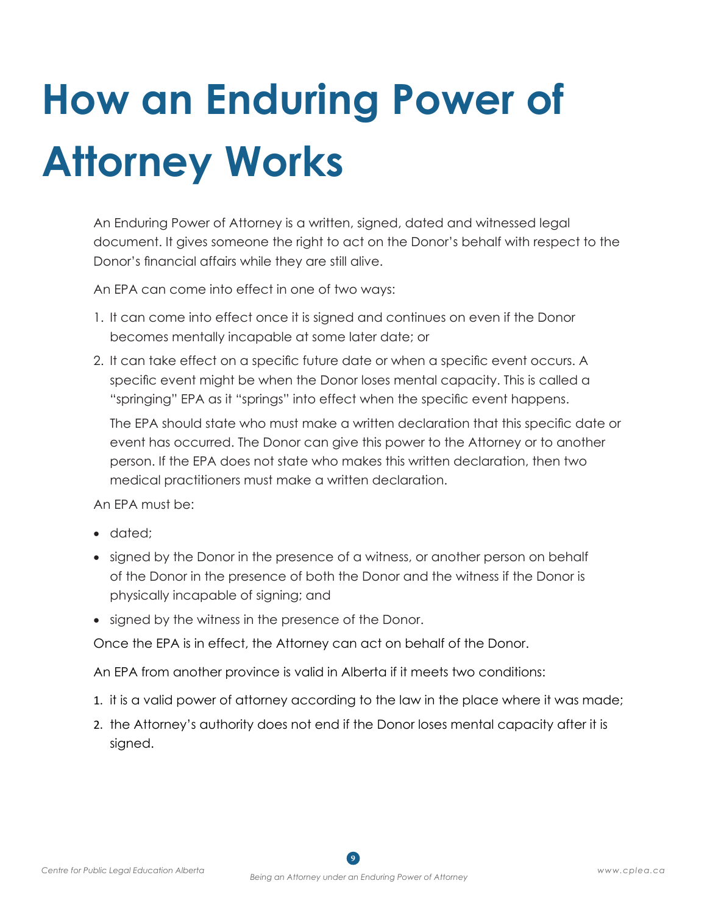# How an Enduring Power of Attorney Works

An Enduring Power of Attorney is a written, signed, dated and witnessed legal document. It gives someone the right to act on the Donor's behalf with respect to the Donor's financial affairs while they are still alive.

An EPA can come into effect in one of two ways:

1. It can come into effect once it is signed and continues on even if the Donor becomes mentally incapable at some later date; or
2. It can take effect on a specific future date or when a specific event occurs. A specific event might be when the Donor loses mental capacity. This is called a "springing" EPA as it "springs" into effect when the specific event happens.

   The EPA should state who must make a written declaration that this specific date or event has occurred. The Donor can give this power to the Attorney or to another person. If the EPA does not state who makes this written declaration, then two medical practitioners must make a written declaration.

An EPA must be:

- dated;
- signed by the Donor in the presence of a witness, or another person on behalf of the Donor in the presence of both the Donor and the witness if the Donor is physically incapable of signing; and
- signed by the witness in the presence of the Donor.

Once the EPA is in effect, the Attorney can act on behalf of the Donor.

An EPA from another province is valid in Alberta if it meets two conditions:

1. it is a valid power of attorney according to the law in the place where it was made;
2. the Attorney's authority does not end if the Donor loses mental capacity after it is signed.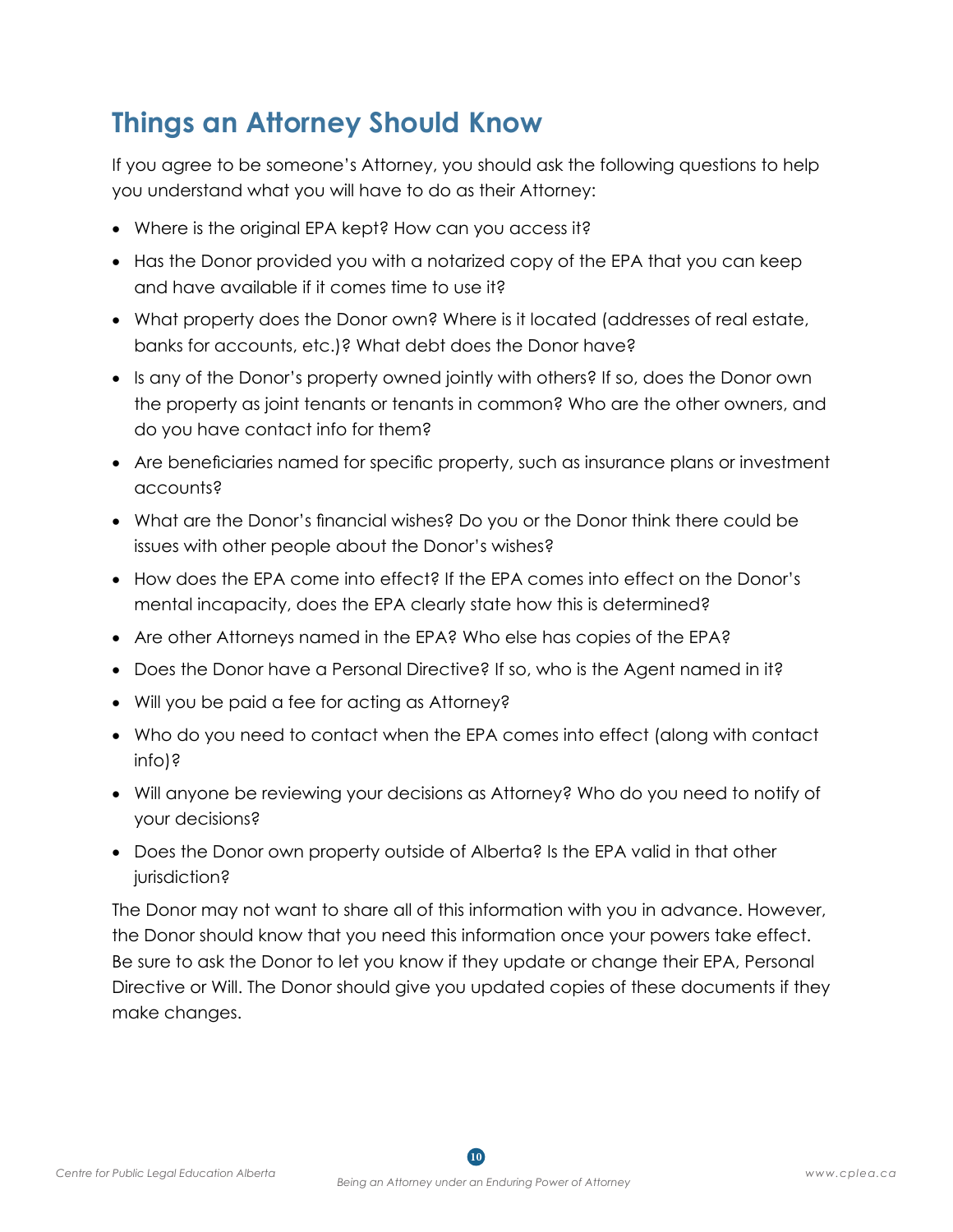## Things an Attorney Should Know

If you agree to be someone's Attorney, you should ask the following questions to help you understand what you will have to do as their Attorney:

- Where is the original EPA kept? How can you access it?
- Has the Donor provided you with a notarized copy of the EPA that you can keep and have available if it comes time to use it?
- What property does the Donor own? Where is it located (addresses of real estate, banks for accounts, etc.)? What debt does the Donor have?
- Is any of the Donor's property owned jointly with others? If so, does the Donor own the property as joint tenants or tenants in common? Who are the other owners, and do you have contact info for them?
- Are beneficiaries named for specific property, such as insurance plans or investment accounts?
- What are the Donor's financial wishes? Do you or the Donor think there could be issues with other people about the Donor's wishes?
- How does the EPA come into effect? If the EPA comes into effect on the Donor's mental incapacity, does the EPA clearly state how this is determined?
- Are other Attorneys named in the EPA? Who else has copies of the EPA?
- Does the Donor have a Personal Directive? If so, who is the Agent named in it?
- Will you be paid a fee for acting as Attorney?
- Who do you need to contact when the EPA comes into effect (along with contact info)?
- Will anyone be reviewing your decisions as Attorney? Who do you need to notify of your decisions?
- Does the Donor own property outside of Alberta? Is the EPA valid in that other jurisdiction?

The Donor may not want to share all of this information with you in advance. However, the Donor should know that you need this information once your powers take effect. Be sure to ask the Donor to let you know if they update or change their EPA, Personal Directive or Will. The Donor should give you updated copies of these documents if they make changes.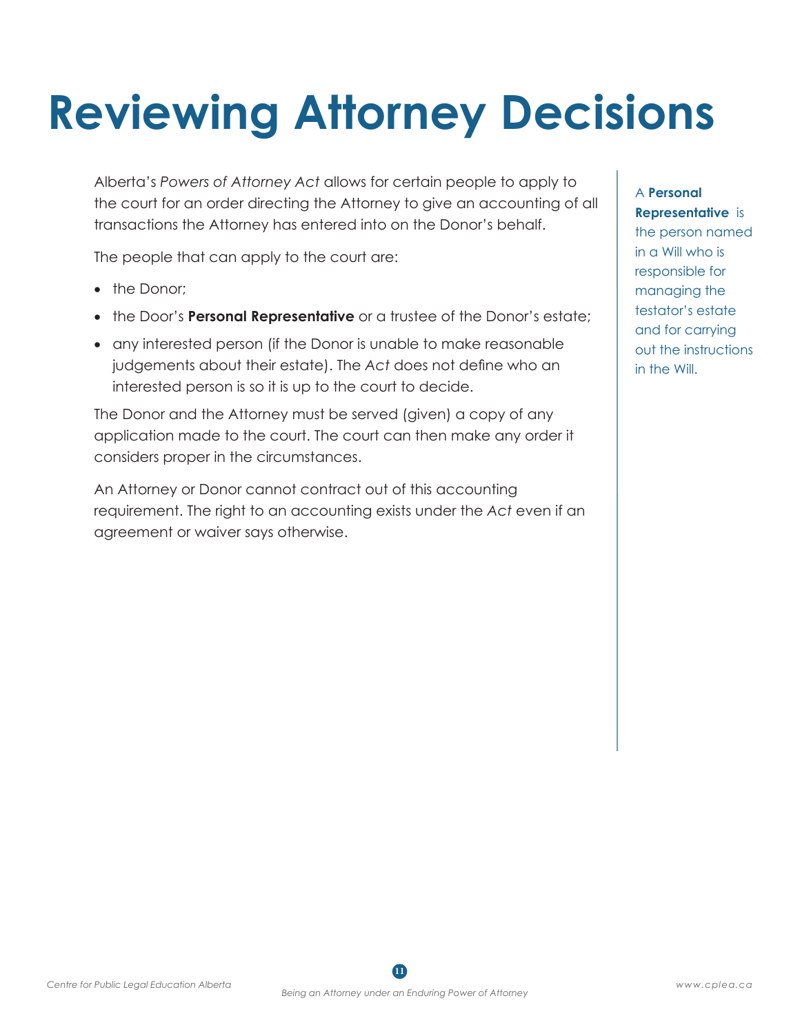# Reviewing Attorney Decisions

Alberta's *Powers of Attorney Act* allows for certain people to apply to the court for an order directing the Attorney to give an accounting of all transactions the Attorney has entered into on the Donor's behalf.

The people that can apply to the court are:

- the Donor;
- the Door's **Personal Representative** or a trustee of the Donor's estate;
- any interested person (if the Donor is unable to make reasonable judgements about their estate). The *Act* does not define who an interested person is so it is up to the court to decide.

The Donor and the Attorney must be served (given) a copy of any application made to the court. The court can then make any order it considers proper in the circumstances.

An Attorney or Donor cannot contract out of this accounting requirement. The right to an accounting exists under the *Act* even if an agreement or waiver says otherwise.

A **Personal Representative** is the person named in a Will who is responsible for managing the testator's estate and for carrying out the instructions in the Will.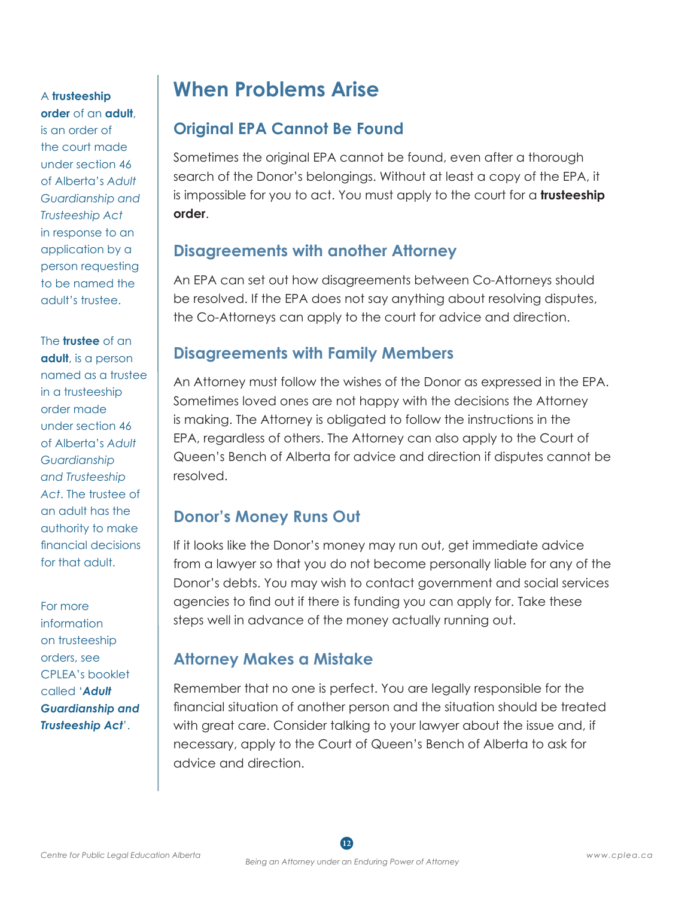A **trusteeship order** of an **adult**, is an order of the court made under section 46 of Alberta's *Adult Guardianship and Trusteeship Act* in response to an application by a person requesting to be named the adult's trustee.

The **trustee** of an **adult**, is a person named as a trustee in a trusteeship order made under section 46 of Alberta's *Adult Guardianship and Trusteeship Act*. The trustee of an adult has the authority to make financial decisions for that adult.

For more information on trusteeship orders, see CPLEA's booklet called '***Adult Guardianship and Trusteeship Act***'.

# When Problems Arise

## Original EPA Cannot Be Found

Sometimes the original EPA cannot be found, even after a thorough search of the Donor's belongings. Without at least a copy of the EPA, it is impossible for you to act. You must apply to the court for a **trusteeship order**.

## Disagreements with another Attorney

An EPA can set out how disagreements between Co-Attorneys should be resolved. If the EPA does not say anything about resolving disputes, the Co-Attorneys can apply to the court for advice and direction.

## Disagreements with Family Members

An Attorney must follow the wishes of the Donor as expressed in the EPA. Sometimes loved ones are not happy with the decisions the Attorney is making. The Attorney is obligated to follow the instructions in the EPA, regardless of others. The Attorney can also apply to the Court of Queen's Bench of Alberta for advice and direction if disputes cannot be resolved.

## Donor's Money Runs Out

If it looks like the Donor's money may run out, get immediate advice from a lawyer so that you do not become personally liable for any of the Donor's debts. You may wish to contact government and social services agencies to find out if there is funding you can apply for. Take these steps well in advance of the money actually running out.

## Attorney Makes a Mistake

Remember that no one is perfect. You are legally responsible for the financial situation of another person and the situation should be treated with great care. Consider talking to your lawyer about the issue and, if necessary, apply to the Court of Queen's Bench of Alberta to ask for advice and direction.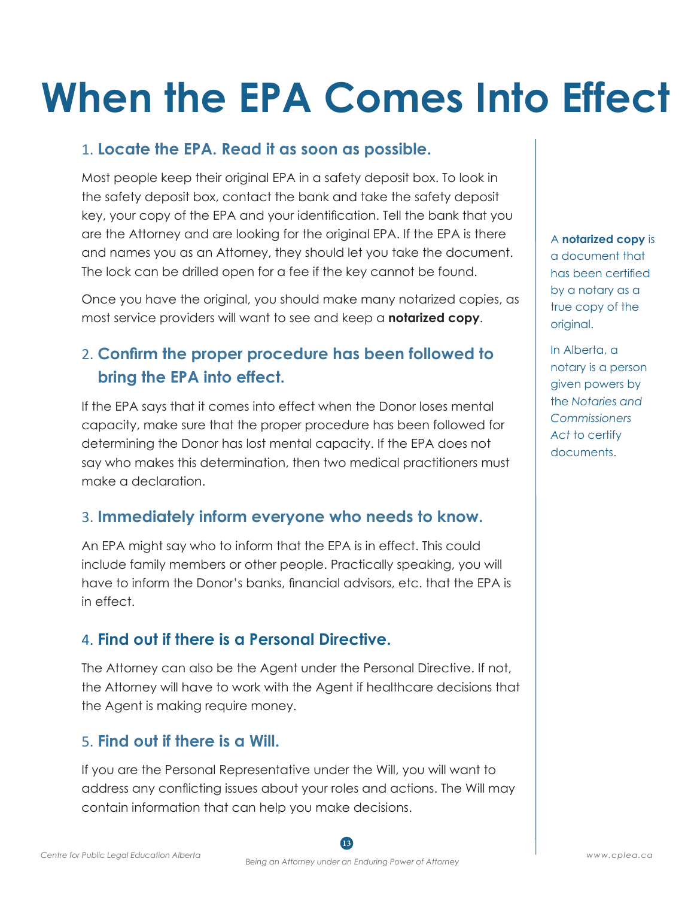# When the EPA Comes Into Effect

## 1. Locate the EPA. Read it as soon as possible.

Most people keep their original EPA in a safety deposit box. To look in the safety deposit box, contact the bank and take the safety deposit key, your copy of the EPA and your identification. Tell the bank that you are the Attorney and are looking for the original EPA. If the EPA is there and names you as an Attorney, they should let you take the document. The lock can be drilled open for a fee if the key cannot be found.

Once you have the original, you should make many notarized copies, as most service providers will want to see and keep a **notarized copy**.

A **notarized copy** is a document that has been certified by a notary as a true copy of the original.

In Alberta, a notary is a person given powers by the *Notaries and Commissioners Act* to certify documents.

## 2. Confirm the proper procedure has been followed to bring the EPA into effect.

If the EPA says that it comes into effect when the Donor loses mental capacity, make sure that the proper procedure has been followed for determining the Donor has lost mental capacity. If the EPA does not say who makes this determination, then two medical practitioners must make a declaration.

## 3. Immediately inform everyone who needs to know.

An EPA might say who to inform that the EPA is in effect. This could include family members or other people. Practically speaking, you will have to inform the Donor's banks, financial advisors, etc. that the EPA is in effect.

## 4. Find out if there is a Personal Directive.

The Attorney can also be the Agent under the Personal Directive. If not, the Attorney will have to work with the Agent if healthcare decisions that the Agent is making require money.

## 5. Find out if there is a Will.

If you are the Personal Representative under the Will, you will want to address any conflicting issues about your roles and actions. The Will may contain information that can help you make decisions.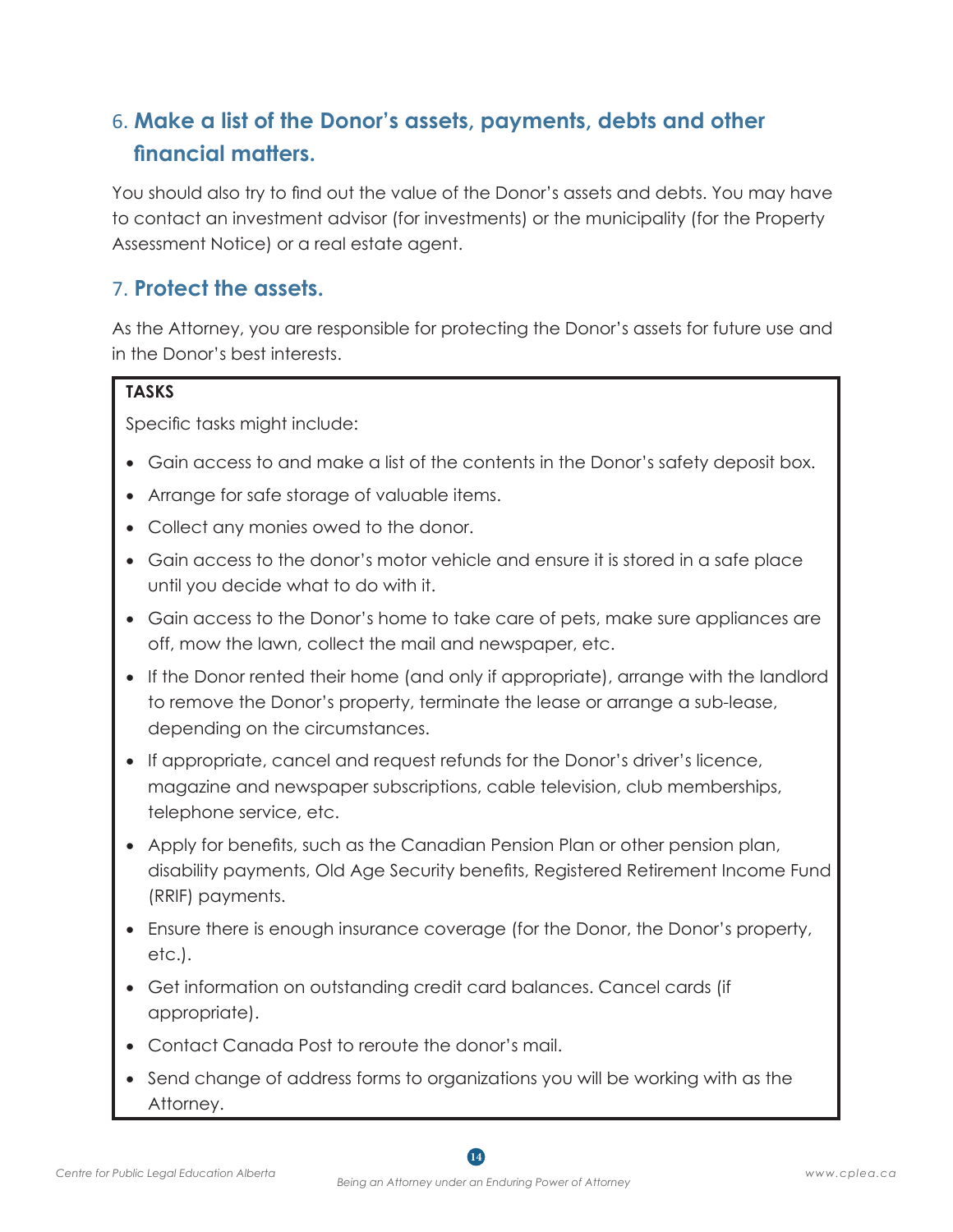## 6. Make a list of the Donor's assets, payments, debts and other financial matters.

You should also try to find out the value of the Donor's assets and debts. You may have to contact an investment advisor (for investments) or the municipality (for the Property Assessment Notice) or a real estate agent.

## 7. Protect the assets.

As the Attorney, you are responsible for protecting the Donor's assets for future use and in the Donor's best interests.

**TASKS**

Specific tasks might include:

- Gain access to and make a list of the contents in the Donor's safety deposit box.
- Arrange for safe storage of valuable items.
- Collect any monies owed to the donor.
- Gain access to the donor's motor vehicle and ensure it is stored in a safe place until you decide what to do with it.
- Gain access to the Donor's home to take care of pets, make sure appliances are off, mow the lawn, collect the mail and newspaper, etc.
- If the Donor rented their home (and only if appropriate), arrange with the landlord to remove the Donor's property, terminate the lease or arrange a sub-lease, depending on the circumstances.
- If appropriate, cancel and request refunds for the Donor's driver's licence, magazine and newspaper subscriptions, cable television, club memberships, telephone service, etc.
- Apply for benefits, such as the Canadian Pension Plan or other pension plan, disability payments, Old Age Security benefits, Registered Retirement Income Fund (RRIF) payments.
- Ensure there is enough insurance coverage (for the Donor, the Donor's property, etc.).
- Get information on outstanding credit card balances. Cancel cards (if appropriate).
- Contact Canada Post to reroute the donor's mail.
- Send change of address forms to organizations you will be working with as the Attorney.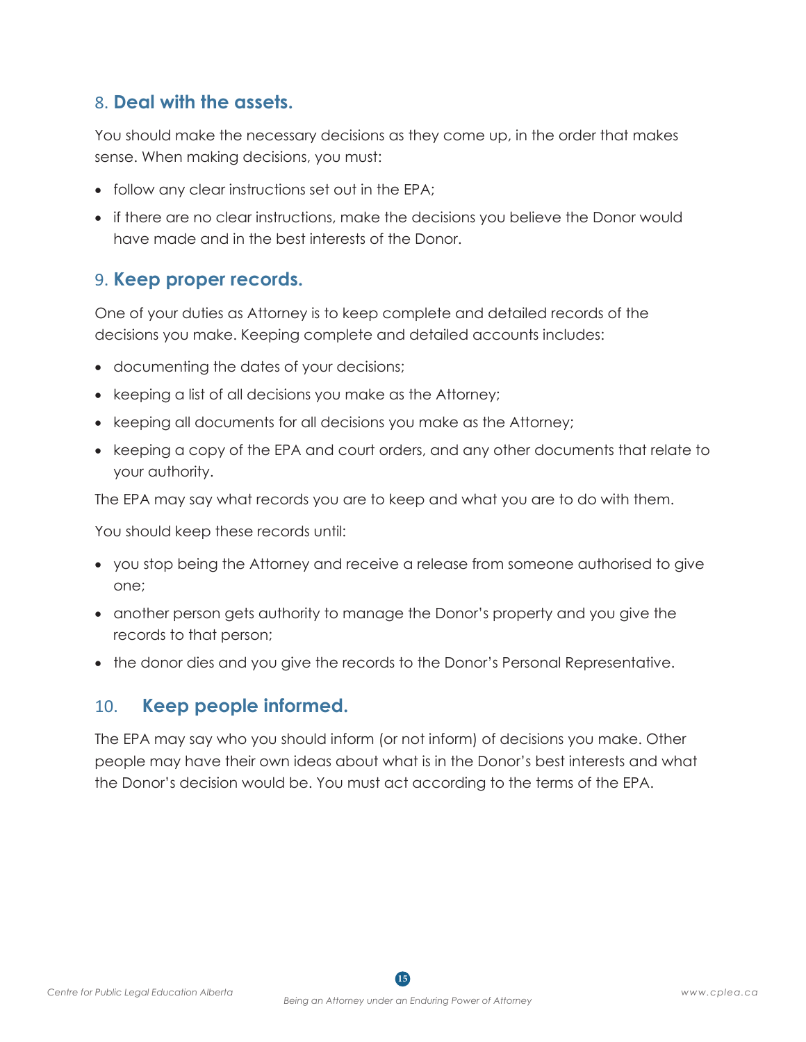## 8. **Deal with the assets.**

You should make the necessary decisions as they come up, in the order that makes sense. When making decisions, you must:

- follow any clear instructions set out in the EPA;
- if there are no clear instructions, make the decisions you believe the Donor would have made and in the best interests of the Donor.

## 9. **Keep proper records.**

One of your duties as Attorney is to keep complete and detailed records of the decisions you make. Keeping complete and detailed accounts includes:

- documenting the dates of your decisions;
- keeping a list of all decisions you make as the Attorney;
- keeping all documents for all decisions you make as the Attorney;
- keeping a copy of the EPA and court orders, and any other documents that relate to your authority.

The EPA may say what records you are to keep and what you are to do with them.

You should keep these records until:

- you stop being the Attorney and receive a release from someone authorised to give one;
- another person gets authority to manage the Donor's property and you give the records to that person;
- the donor dies and you give the records to the Donor's Personal Representative.

## 10. **Keep people informed.**

The EPA may say who you should inform (or not inform) of decisions you make. Other people may have their own ideas about what is in the Donor's best interests and what the Donor's decision would be. You must act according to the terms of the EPA.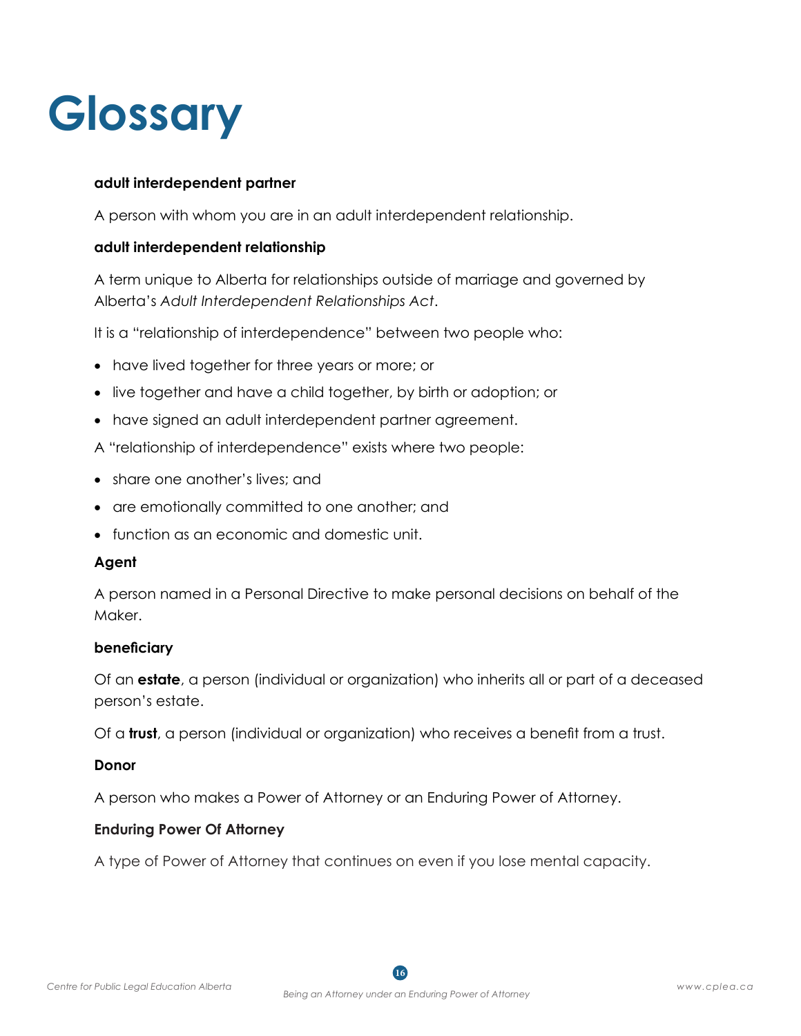# Glossary

**adult interdependent partner**

A person with whom you are in an adult interdependent relationship.

**adult interdependent relationship**

A term unique to Alberta for relationships outside of marriage and governed by Alberta's *Adult Interdependent Relationships Act*.

It is a "relationship of interdependence" between two people who:

- have lived together for three years or more; or
- live together and have a child together, by birth or adoption; or
- have signed an adult interdependent partner agreement.

A "relationship of interdependence" exists where two people:

- share one another's lives; and
- are emotionally committed to one another; and
- function as an economic and domestic unit.

**Agent**

A person named in a Personal Directive to make personal decisions on behalf of the Maker.

**beneficiary**

Of an **estate**, a person (individual or organization) who inherits all or part of a deceased person's estate.

Of a **trust**, a person (individual or organization) who receives a benefit from a trust.

**Donor**

A person who makes a Power of Attorney or an Enduring Power of Attorney.

**Enduring Power Of Attorney**

A type of Power of Attorney that continues on even if you lose mental capacity.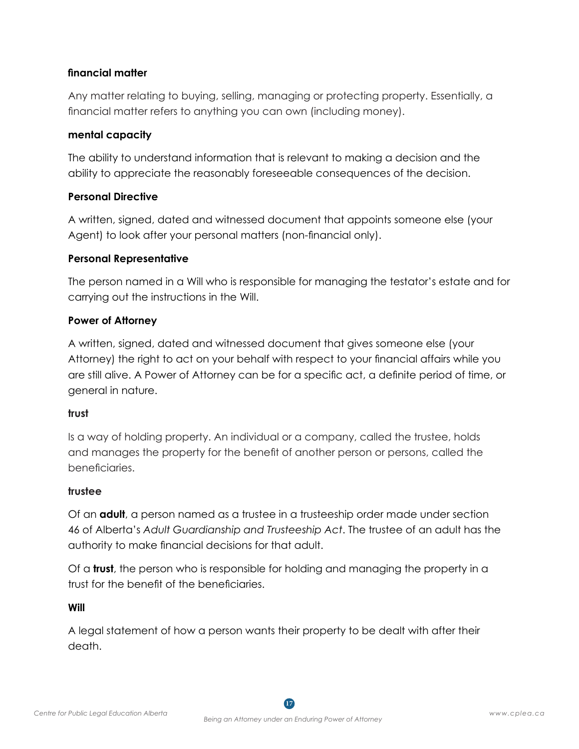**financial matter**

Any matter relating to buying, selling, managing or protecting property. Essentially, a financial matter refers to anything you can own (including money).

**mental capacity**

The ability to understand information that is relevant to making a decision and the ability to appreciate the reasonably foreseeable consequences of the decision.

**Personal Directive**

A written, signed, dated and witnessed document that appoints someone else (your Agent) to look after your personal matters (non-financial only).

**Personal Representative**

The person named in a Will who is responsible for managing the testator's estate and for carrying out the instructions in the Will.

**Power of Attorney**

A written, signed, dated and witnessed document that gives someone else (your Attorney) the right to act on your behalf with respect to your financial affairs while you are still alive. A Power of Attorney can be for a specific act, a definite period of time, or general in nature.

**trust**

Is a way of holding property. An individual or a company, called the trustee, holds and manages the property for the benefit of another person or persons, called the beneficiaries.

**trustee**

Of an **adult**, a person named as a trustee in a trusteeship order made under section 46 of Alberta's *Adult Guardianship and Trusteeship Act*. The trustee of an adult has the authority to make financial decisions for that adult.

Of a **trust**, the person who is responsible for holding and managing the property in a trust for the benefit of the beneficiaries.

**Will**

A legal statement of how a person wants their property to be dealt with after their death.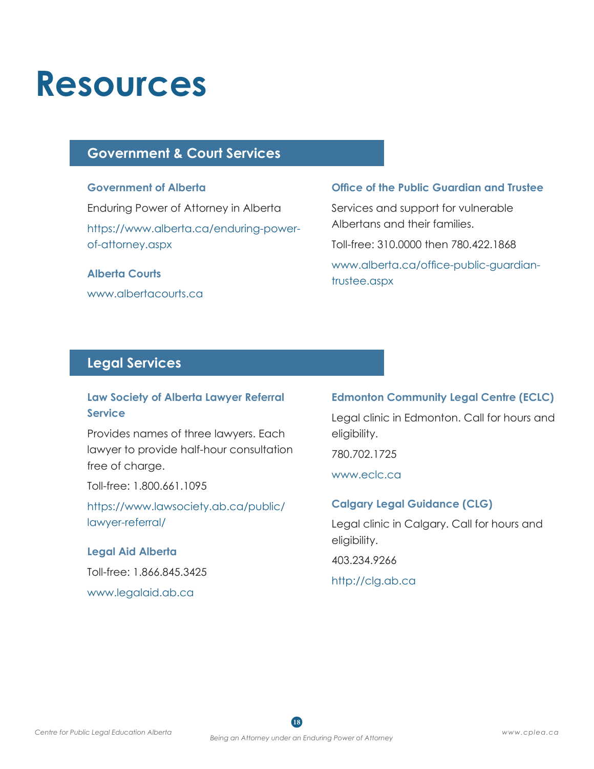# Resources

## Government & Court Services

### Government of Alberta

Enduring Power of Attorney in Alberta

https://www.alberta.ca/enduring-power-of-attorney.aspx

### Alberta Courts

www.albertacourts.ca

### Office of the Public Guardian and Trustee

Services and support for vulnerable Albertans and their families.

Toll-free: 310.0000 then 780.422.1868

www.alberta.ca/office-public-guardian-trustee.aspx

## Legal Services

### Law Society of Alberta Lawyer Referral Service

Provides names of three lawyers. Each lawyer to provide half-hour consultation free of charge.

Toll-free: 1.800.661.1095

https://www.lawsociety.ab.ca/public/lawyer-referral/

### Legal Aid Alberta

Toll-free: 1.866.845.3425

www.legalaid.ab.ca

### Edmonton Community Legal Centre (ECLC)

Legal clinic in Edmonton. Call for hours and eligibility.

780.702.1725

www.eclc.ca

### Calgary Legal Guidance (CLG)

Legal clinic in Calgary. Call for hours and eligibility.

403.234.9266

http://clg.ab.ca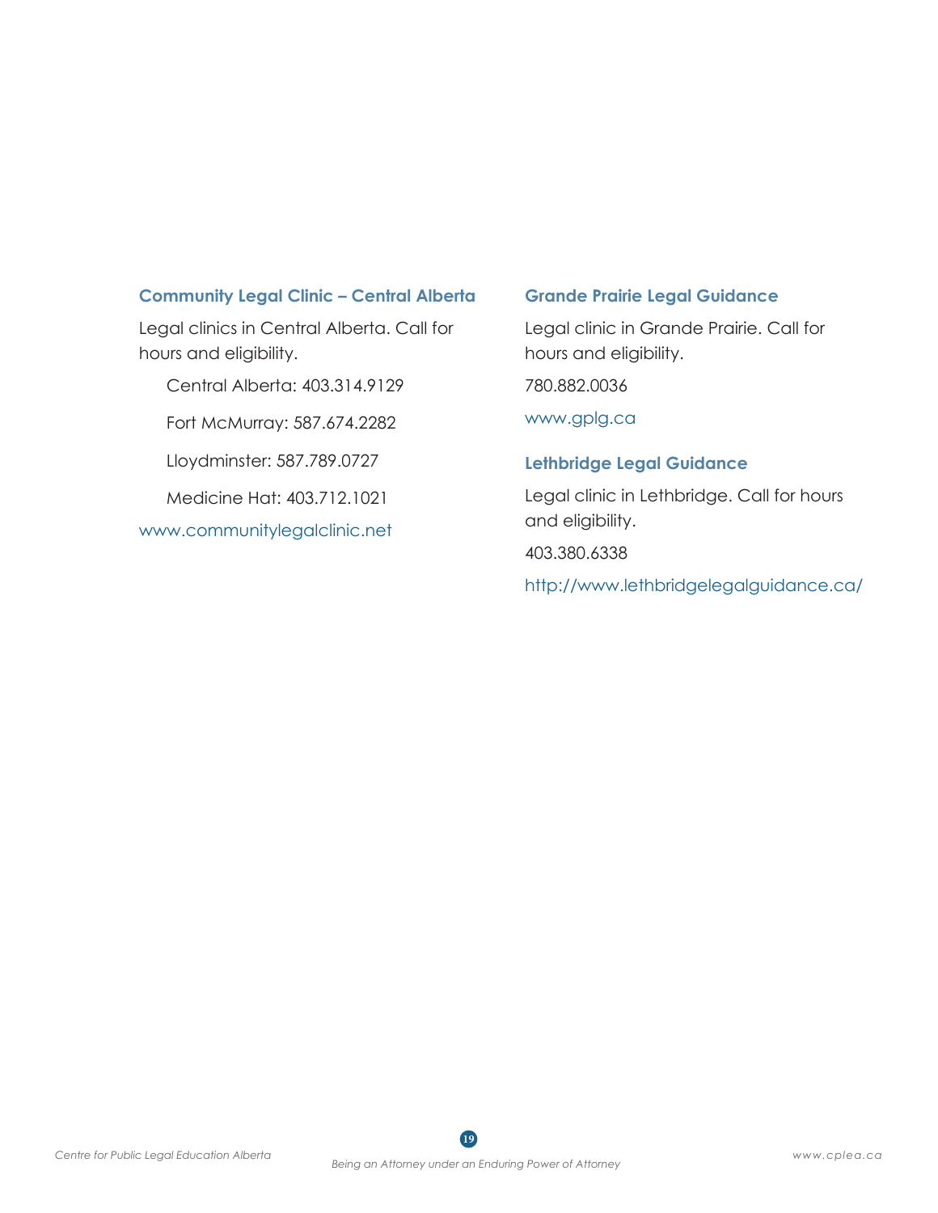### Community Legal Clinic – Central Alberta

Legal clinics in Central Alberta. Call for hours and eligibility.

Central Alberta: 403.314.9129

Fort McMurray: 587.674.2282

Lloydminster: 587.789.0727

Medicine Hat: 403.712.1021

www.communitylegalclinic.net

### Grande Prairie Legal Guidance

Legal clinic in Grande Prairie. Call for hours and eligibility.

780.882.0036

www.gplg.ca

### Lethbridge Legal Guidance

Legal clinic in Lethbridge. Call for hours and eligibility.

403.380.6338

http://www.lethbridgelegalguidance.ca/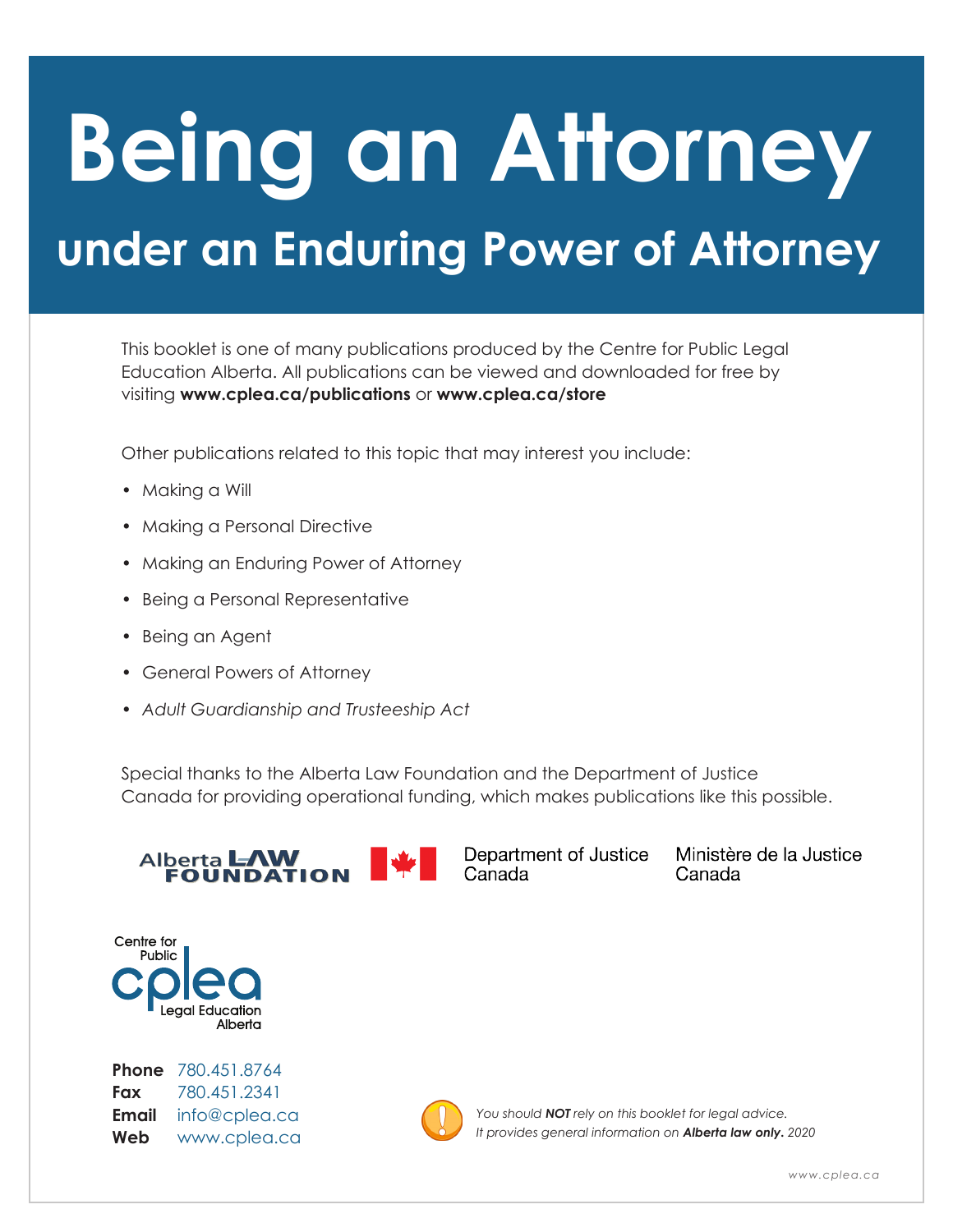# Being an Attorney

## under an Enduring Power of Attorney

This booklet is one of many publications produced by the Centre for Public Legal Education Alberta. All publications can be viewed and downloaded for free by visiting **www.cplea.ca/publications** or **www.cplea.ca/store**

Other publications related to this topic that may interest you include:

- Making a Will
- Making a Personal Directive
- Making an Enduring Power of Attorney
- Being a Personal Representative
- Being an Agent
- General Powers of Attorney
- *Adult Guardianship and Trusteeship Act*

Special thanks to the Alberta Law Foundation and the Department of Justice Canada for providing operational funding, which makes publications like this possible.

Alberta LAW FOUNDATION

Department of Justice Canada

Ministère de la Justice Canada

Centre for Public Legal Education Alberta

**Phone** 780.451.8764
**Fax** 780.451.2341
**Email** info@cplea.ca
**Web** www.cplea.ca

*You should **NOT** rely on this booklet for legal advice.*
*It provides general information on **Alberta law only.** 2020*